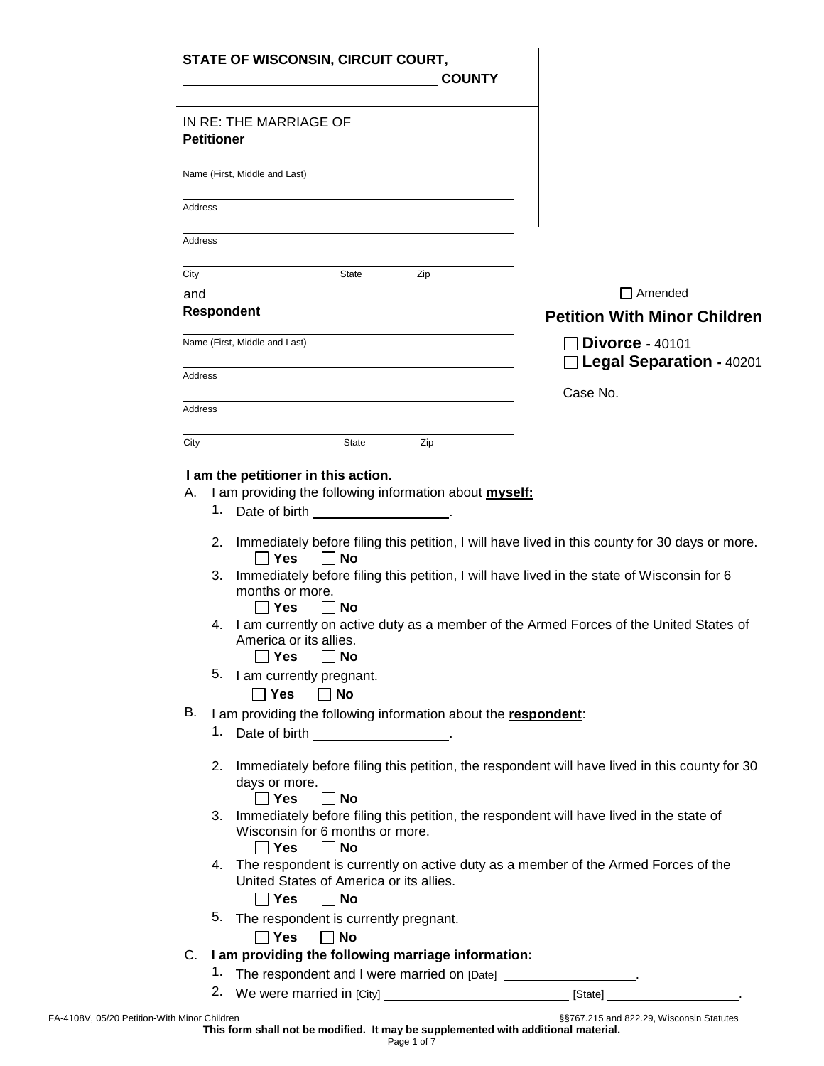**STATE OF WISCONSIN, CIRCUIT COURT,**
______________________ **COUNTY**

IN RE: THE MARRIAGE OF
**Petitioner**

______________________
Name (First, Middle and Last)

______________________
Address

______________________
Address

______________________
City State Zip

and
**Respondent**

______________________
Name (First, Middle and Last)

______________________
Address

______________________
Address

______________________
City State Zip

☐ Amended

## Petition With Minor Children

☐ **Divorce** - 40101
☐ **Legal Separation** - 40201

Case No. ______________

**I am the petitioner in this action.**

A. I am providing the following information about **myself:**
   1. Date of birth ______________.
   2. Immediately before filing this petition, I will have lived in this county for 30 days or more.
      ☐ **Yes** ☐ **No**
   3. Immediately before filing this petition, I will have lived in the state of Wisconsin for 6 months or more.
      ☐ **Yes** ☐ **No**
   4. I am currently on active duty as a member of the Armed Forces of the United States of America or its allies.
      ☐ **Yes** ☐ **No**
   5. I am currently pregnant.
      ☐ **Yes** ☐ **No**

B. I am providing the following information about the **respondent**:
   1. Date of birth ______________.
   2. Immediately before filing this petition, the respondent will have lived in this county for 30 days or more.
      ☐ **Yes** ☐ **No**
   3. Immediately before filing this petition, the respondent will have lived in the state of Wisconsin for 6 months or more.
      ☐ **Yes** ☐ **No**
   4. The respondent is currently on active duty as a member of the Armed Forces of the United States of America or its allies.
      ☐ **Yes** ☐ **No**
   5. The respondent is currently pregnant.
      ☐ **Yes** ☐ **No**

C. **I am providing the following marriage information:**
   1. The respondent and I were married on [Date] ______________.
   2. We were married in [City] ______________ [State] ______________.

FA-4108V, 05/20 Petition-With Minor Children §§767.215 and 822.29, Wisconsin Statutes

**This form shall not be modified. It may be supplemented with additional material.**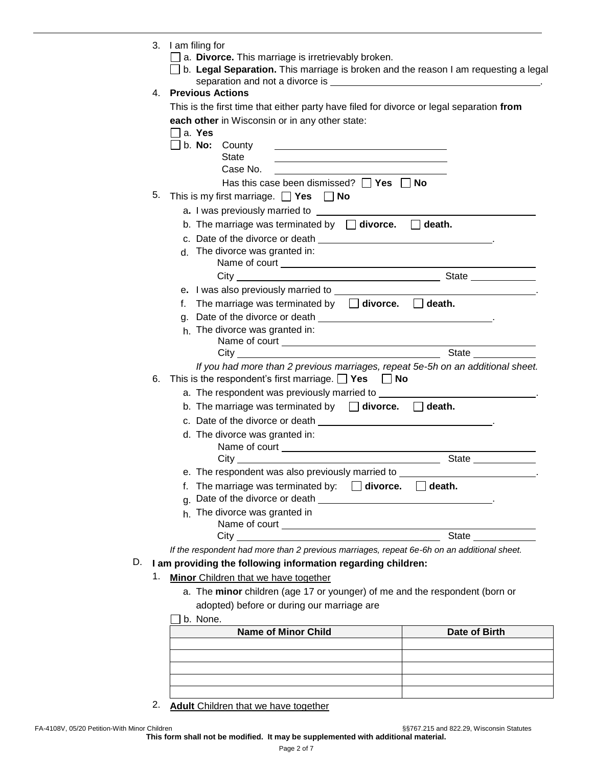3. I am filing for
   - ☐ a. **Divorce.** This marriage is irretrievably broken.
   - ☐ b. **Legal Separation.** This marriage is broken and the reason I am requesting a legal separation and not a divorce is ______________________.

4. **Previous Actions**

   This is the first time that either party have filed for divorce or legal separation **from each other** in Wisconsin or in any other state:
   - ☐ a. **Yes**
   - ☐ b. **No:** County ______________________
     State ______________________
     Case No. ______________________
     Has this case been dismissed? ☐ **Yes** ☐ **No**

5. This is my first marriage. ☐ **Yes** ☐ **No**
   - a. I was previously married to ______________________
   - b. The marriage was terminated by ☐ **divorce.** ☐ **death.**
   - c. Date of the divorce or death ______________________.
   - d. The divorce was granted in:
     Name of court ______________________
     City ______________________ State ____________
   - e. I was also previously married to ______________________.
   - f. The marriage was terminated by ☐ **divorce.** ☐ **death.**
   - g. Date of the divorce or death ______________________.
   - h. The divorce was granted in:
     Name of court ______________________
     City ______________________ State ____________

   *If you had more than 2 previous marriages, repeat 5e-5h on an additional sheet.*

6. This is the respondent's first marriage. ☐ **Yes** ☐ **No**
   - a. The respondent was previously married to ______________________.
   - b. The marriage was terminated by ☐ **divorce.** ☐ **death.**
   - c. Date of the divorce or death ______________________.
   - d. The divorce was granted in:
     Name of court ______________________
     City ______________________ State ____________
   - e. The respondent was also previously married to ______________________.
   - f. The marriage was terminated by: ☐ **divorce.** ☐ **death.**
   - g. Date of the divorce or death ______________________.
   - h. The divorce was granted in
     Name of court ______________________
     City ______________________ State ____________

   *If the respondent had more than 2 previous marriages, repeat 6e-6h on an additional sheet.*

D. **I am providing the following information regarding children:**

1. **Minor** Children that we have together
   - a. The **minor** children (age 17 or younger) of me and the respondent (born or adopted) before or during our marriage are
   - ☐ b. None.

| Name of Minor Child | Date of Birth |
|---|---|
| | |
| | |
| | |
| | |
| | |

2. **Adult** Children that we have together

FA-4108V, 05/20 Petition-With Minor Children §§767.215 and 822.29, Wisconsin Statutes

**This form shall not be modified. It may be supplemented with additional material.**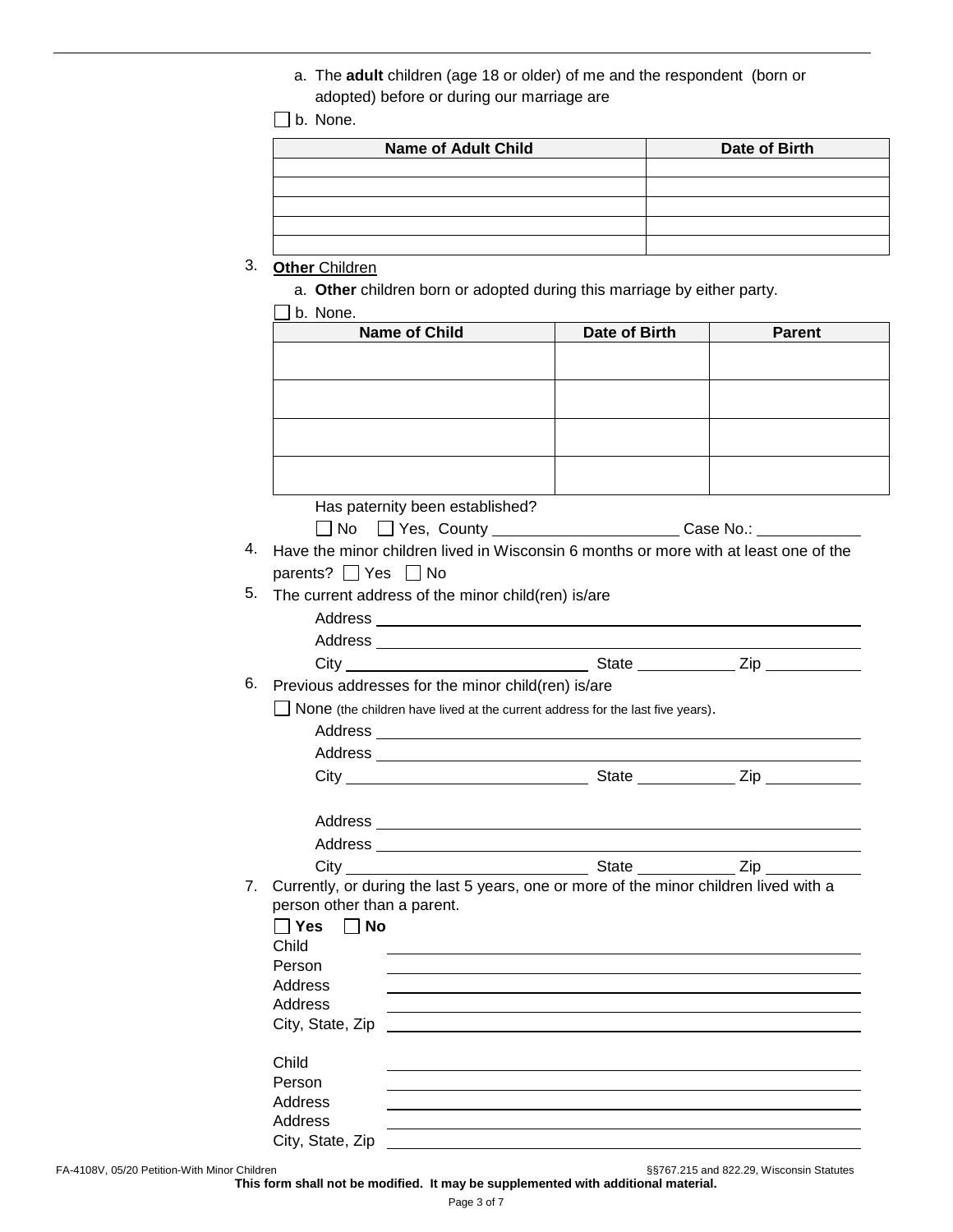a. The **adult** children (age 18 or older) of me and the respondent (born or adopted) before or during our marriage are

☐ b. None.

| Name of Adult Child | Date of Birth |
|---|---|
| | |
| | |
| | |
| | |
| | |

3. **Other** Children

a. **Other** children born or adopted during this marriage by either party.

☐ b. None.

| Name of Child | Date of Birth | Parent |
|---|---|---|
| | | |
| | | |
| | | |
| | | |

Has paternity been established?

☐ No ☐ Yes, County ____________________ Case No.: ___________

4. Have the minor children lived in Wisconsin 6 months or more with at least one of the parents? ☐ Yes ☐ No

5. The current address of the minor child(ren) is/are

Address ______________________________________________

Address ______________________________________________

City ___________________________ State ___________ Zip ___________

6. Previous addresses for the minor child(ren) is/are

☐ None (the children have lived at the current address for the last five years).

Address ______________________________________________

Address ______________________________________________

City ___________________________ State ___________ Zip ___________

Address ______________________________________________

Address ______________________________________________

City ___________________________ State ___________ Zip ___________

7. Currently, or during the last 5 years, one or more of the minor children lived with a person other than a parent.

☐ **Yes** ☐ **No**

Child ______________________________________________

Person ______________________________________________

Address ______________________________________________

Address ______________________________________________

City, State, Zip ______________________________________________

Child ______________________________________________

Person ______________________________________________

Address ______________________________________________

Address ______________________________________________

City, State, Zip ______________________________________________

FA-4108V, 05/20 Petition-With Minor Children §§767.215 and 822.29, Wisconsin Statutes

**This form shall not be modified. It may be supplemented with additional material.**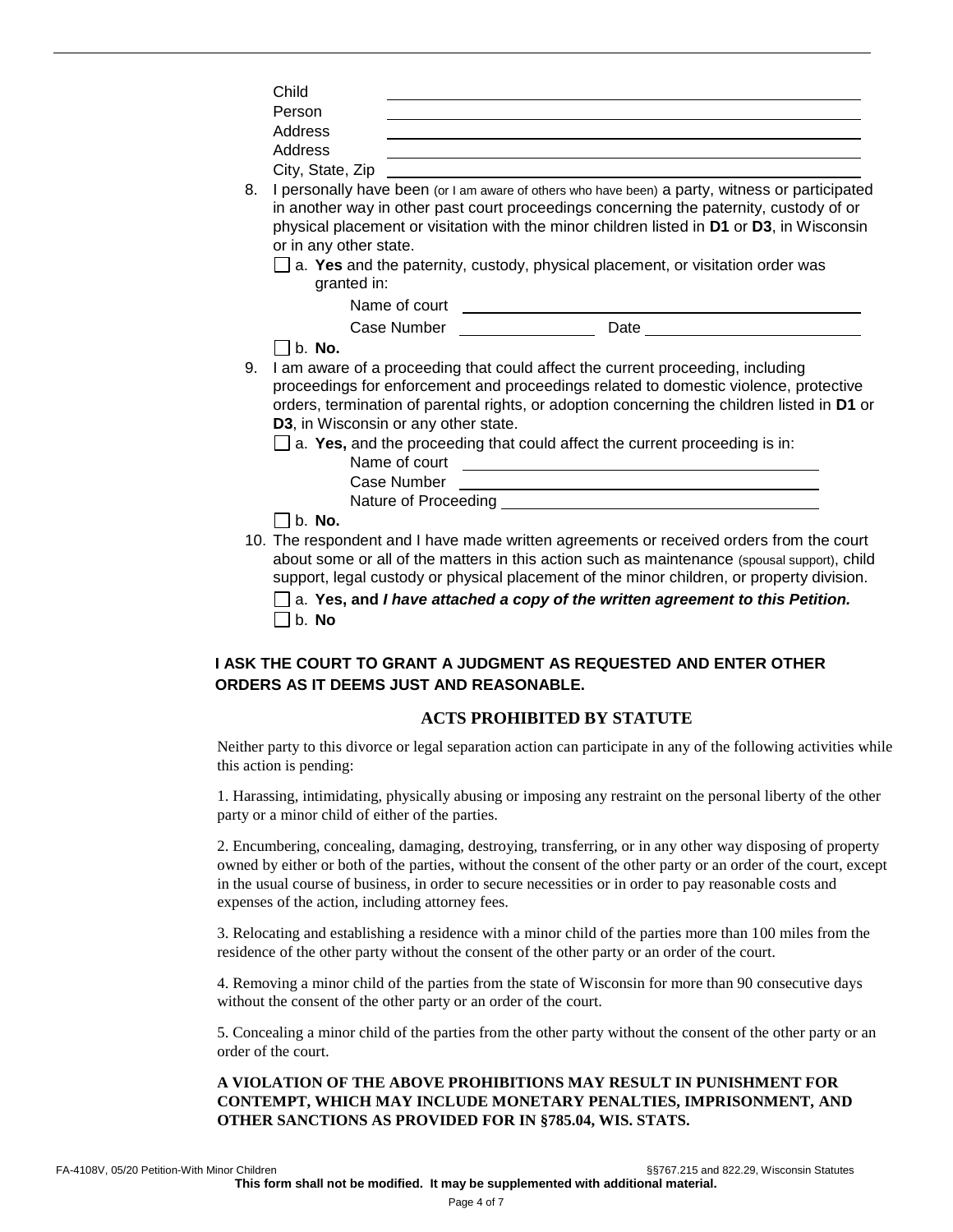Child \_\_\_\_\_\_\_\_\_\_\_\_\_\_\_\_\_\_\_\_\_\_\_\_\_\_\_\_\_\_\_\_\_\_\_\_\_\_\_\_

Person \_\_\_\_\_\_\_\_\_\_\_\_\_\_\_\_\_\_\_\_\_\_\_\_\_\_\_\_\_\_\_\_\_\_\_\_\_\_\_\_

Address \_\_\_\_\_\_\_\_\_\_\_\_\_\_\_\_\_\_\_\_\_\_\_\_\_\_\_\_\_\_\_\_\_\_\_\_\_\_\_\_

Address \_\_\_\_\_\_\_\_\_\_\_\_\_\_\_\_\_\_\_\_\_\_\_\_\_\_\_\_\_\_\_\_\_\_\_\_\_\_\_\_

City, State, Zip \_\_\_\_\_\_\_\_\_\_\_\_\_\_\_\_\_\_\_\_\_\_\_\_\_\_\_\_\_\_\_\_\_\_\_\_\_\_\_\_

8. I personally have been (or I am aware of others who have been) a party, witness or participated in another way in other past court proceedings concerning the paternity, custody of or physical placement or visitation with the minor children listed in **D1** or **D3**, in Wisconsin or in any other state.

   ☐ a. **Yes** and the paternity, custody, physical placement, or visitation order was granted in:

   Name of court \_\_\_\_\_\_\_\_\_\_\_\_\_\_\_\_\_\_\_\_\_\_\_\_\_\_\_\_\_\_\_\_\_\_\_\_\_\_\_\_

   Case Number \_\_\_\_\_\_\_\_\_\_\_\_\_\_\_\_ Date \_\_\_\_\_\_\_\_\_\_\_\_\_\_\_\_\_\_\_\_\_\_\_\_

   ☐ b. **No.**

9. I am aware of a proceeding that could affect the current proceeding, including proceedings for enforcement and proceedings related to domestic violence, protective orders, termination of parental rights, or adoption concerning the children listed in **D1** or **D3**, in Wisconsin or any other state.

   ☐ a. **Yes,** and the proceeding that could affect the current proceeding is in:

   Name of court \_\_\_\_\_\_\_\_\_\_\_\_\_\_\_\_\_\_\_\_\_\_\_\_\_\_\_\_\_\_\_\_\_\_\_\_\_\_\_\_

   Case Number \_\_\_\_\_\_\_\_\_\_\_\_\_\_\_\_\_\_\_\_\_\_\_\_\_\_\_\_\_\_\_\_\_\_\_\_\_\_\_\_

   Nature of Proceeding \_\_\_\_\_\_\_\_\_\_\_\_\_\_\_\_\_\_\_\_\_\_\_\_\_\_\_\_\_\_\_\_\_\_\_\_\_\_\_\_

   ☐ b. **No.**

10. The respondent and I have made written agreements or received orders from the court about some or all of the matters in this action such as maintenance (spousal support), child support, legal custody or physical placement of the minor children, or property division.

    ☐ a. **Yes, and *I have attached a copy of the written agreement to this Petition.***

    ☐ b. **No**

**I ASK THE COURT TO GRANT A JUDGMENT AS REQUESTED AND ENTER OTHER ORDERS AS IT DEEMS JUST AND REASONABLE.**

## ACTS PROHIBITED BY STATUTE

Neither party to this divorce or legal separation action can participate in any of the following activities while this action is pending:

1. Harassing, intimidating, physically abusing or imposing any restraint on the personal liberty of the other party or a minor child of either of the parties.

2. Encumbering, concealing, damaging, destroying, transferring, or in any other way disposing of property owned by either or both of the parties, without the consent of the other party or an order of the court, except in the usual course of business, in order to secure necessities or in order to pay reasonable costs and expenses of the action, including attorney fees.

3. Relocating and establishing a residence with a minor child of the parties more than 100 miles from the residence of the other party without the consent of the other party or an order of the court.

4. Removing a minor child of the parties from the state of Wisconsin for more than 90 consecutive days without the consent of the other party or an order of the court.

5. Concealing a minor child of the parties from the other party without the consent of the other party or an order of the court.

**A VIOLATION OF THE ABOVE PROHIBITIONS MAY RESULT IN PUNISHMENT FOR CONTEMPT, WHICH MAY INCLUDE MONETARY PENALTIES, IMPRISONMENT, AND OTHER SANCTIONS AS PROVIDED FOR IN §785.04, WIS. STATS.**

FA-4108V, 05/20 Petition-With Minor Children §§767.215 and 822.29, Wisconsin Statutes

**This form shall not be modified. It may be supplemented with additional material.**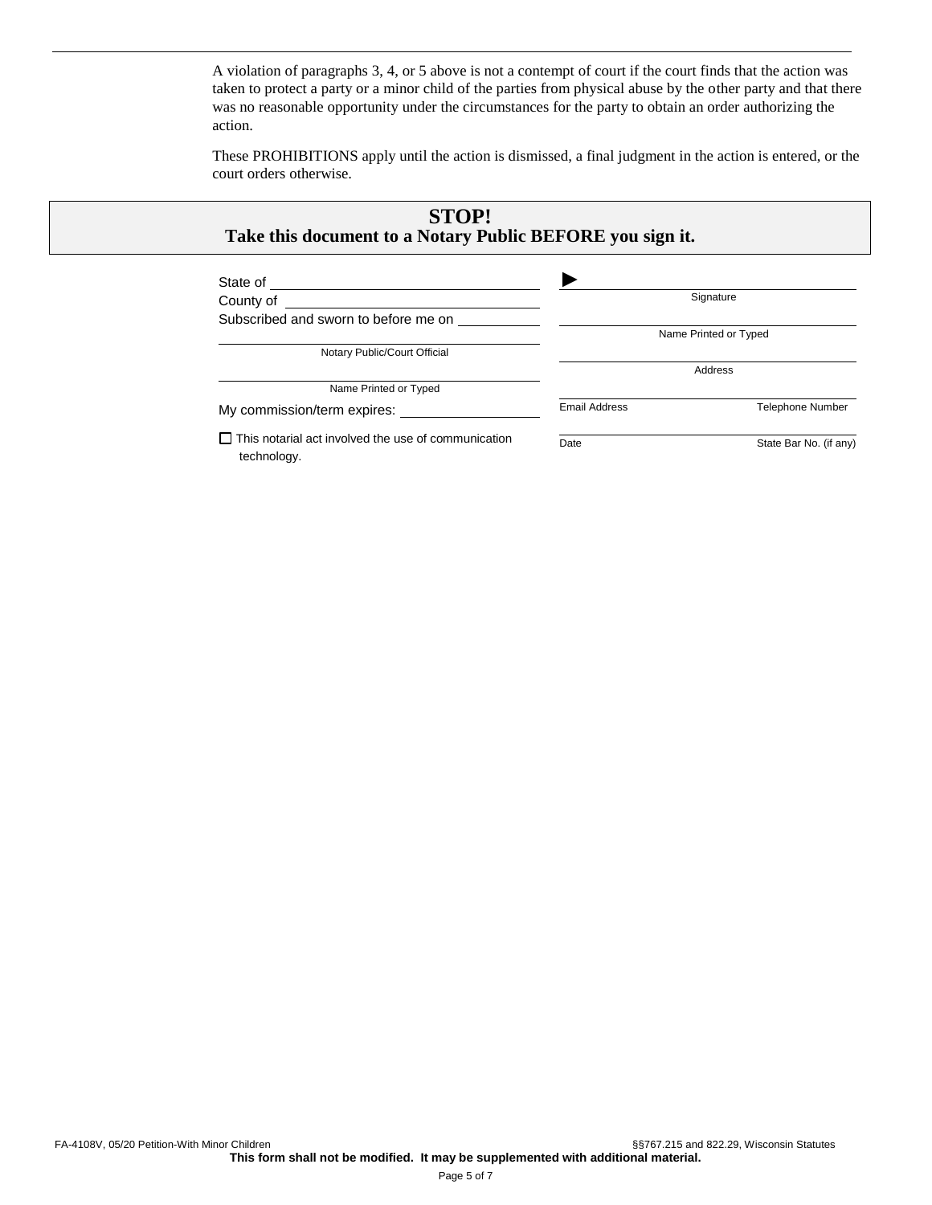A violation of paragraphs 3, 4, or 5 above is not a contempt of court if the court finds that the action was taken to protect a party or a minor child of the parties from physical abuse by the other party and that there was no reasonable opportunity under the circumstances for the party to obtain an order authorizing the action.

These PROHIBITIONS apply until the action is dismissed, a final judgment in the action is entered, or the court orders otherwise.

## STOP!
**Take this document to a Notary Public BEFORE you sign it.**

State of ______________________

County of ______________________

Subscribed and sworn to before me on __________

______________________
Notary Public/Court Official

______________________
Name Printed or Typed

My commission/term expires: ______________

☐ This notarial act involved the use of communication technology.

► ______________________
Signature

______________________
Name Printed or Typed

______________________
Address

______________________
Email Address / Telephone Number

______________________
Date / State Bar No. (if any)

FA-4108V, 05/20 Petition-With Minor Children — §§767.215 and 822.29, Wisconsin Statutes

**This form shall not be modified. It may be supplemented with additional material.**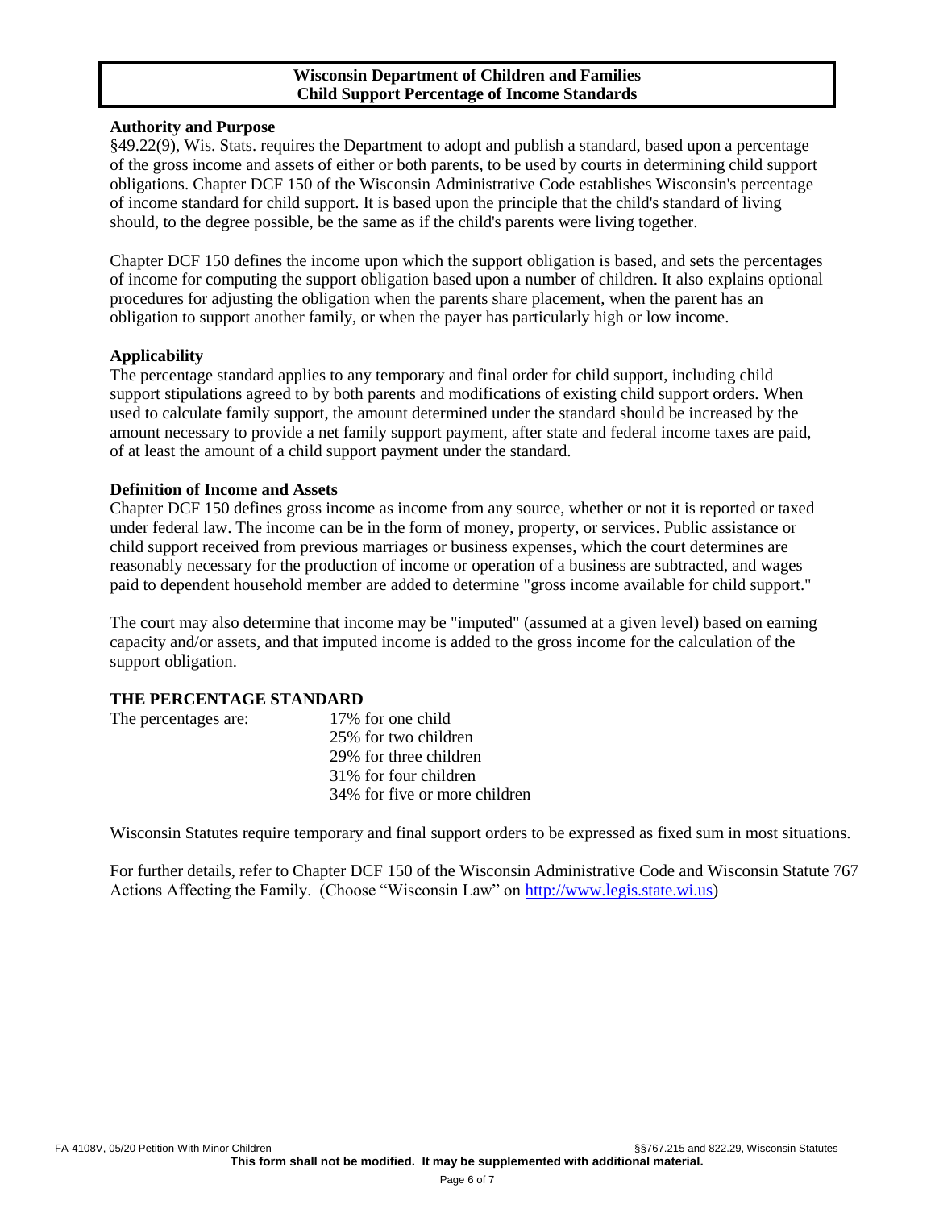# Wisconsin Department of Children and Families
# Child Support Percentage of Income Standards

**Authority and Purpose**

§49.22(9), Wis. Stats. requires the Department to adopt and publish a standard, based upon a percentage of the gross income and assets of either or both parents, to be used by courts in determining child support obligations. Chapter DCF 150 of the Wisconsin Administrative Code establishes Wisconsin's percentage of income standard for child support. It is based upon the principle that the child's standard of living should, to the degree possible, be the same as if the child's parents were living together.

Chapter DCF 150 defines the income upon which the support obligation is based, and sets the percentages of income for computing the support obligation based upon a number of children. It also explains optional procedures for adjusting the obligation when the parents share placement, when the parent has an obligation to support another family, or when the payer has particularly high or low income.

**Applicability**

The percentage standard applies to any temporary and final order for child support, including child support stipulations agreed to by both parents and modifications of existing child support orders. When used to calculate family support, the amount determined under the standard should be increased by the amount necessary to provide a net family support payment, after state and federal income taxes are paid, of at least the amount of a child support payment under the standard.

**Definition of Income and Assets**

Chapter DCF 150 defines gross income as income from any source, whether or not it is reported or taxed under federal law. The income can be in the form of money, property, or services. Public assistance or child support received from previous marriages or business expenses, which the court determines are reasonably necessary for the production of income or operation of a business are subtracted, and wages paid to dependent household member are added to determine "gross income available for child support."

The court may also determine that income may be "imputed" (assumed at a given level) based on earning capacity and/or assets, and that imputed income is added to the gross income for the calculation of the support obligation.

**THE PERCENTAGE STANDARD**

The percentages are:
- 17% for one child
- 25% for two children
- 29% for three children
- 31% for four children
- 34% for five or more children

Wisconsin Statutes require temporary and final support orders to be expressed as fixed sum in most situations.

For further details, refer to Chapter DCF 150 of the Wisconsin Administrative Code and Wisconsin Statute 767 Actions Affecting the Family. (Choose "Wisconsin Law" on http://www.legis.state.wi.us)

FA-4108V, 05/20 Petition-With Minor Children §§767.215 and 822.29, Wisconsin Statutes

**This form shall not be modified. It may be supplemented with additional material.**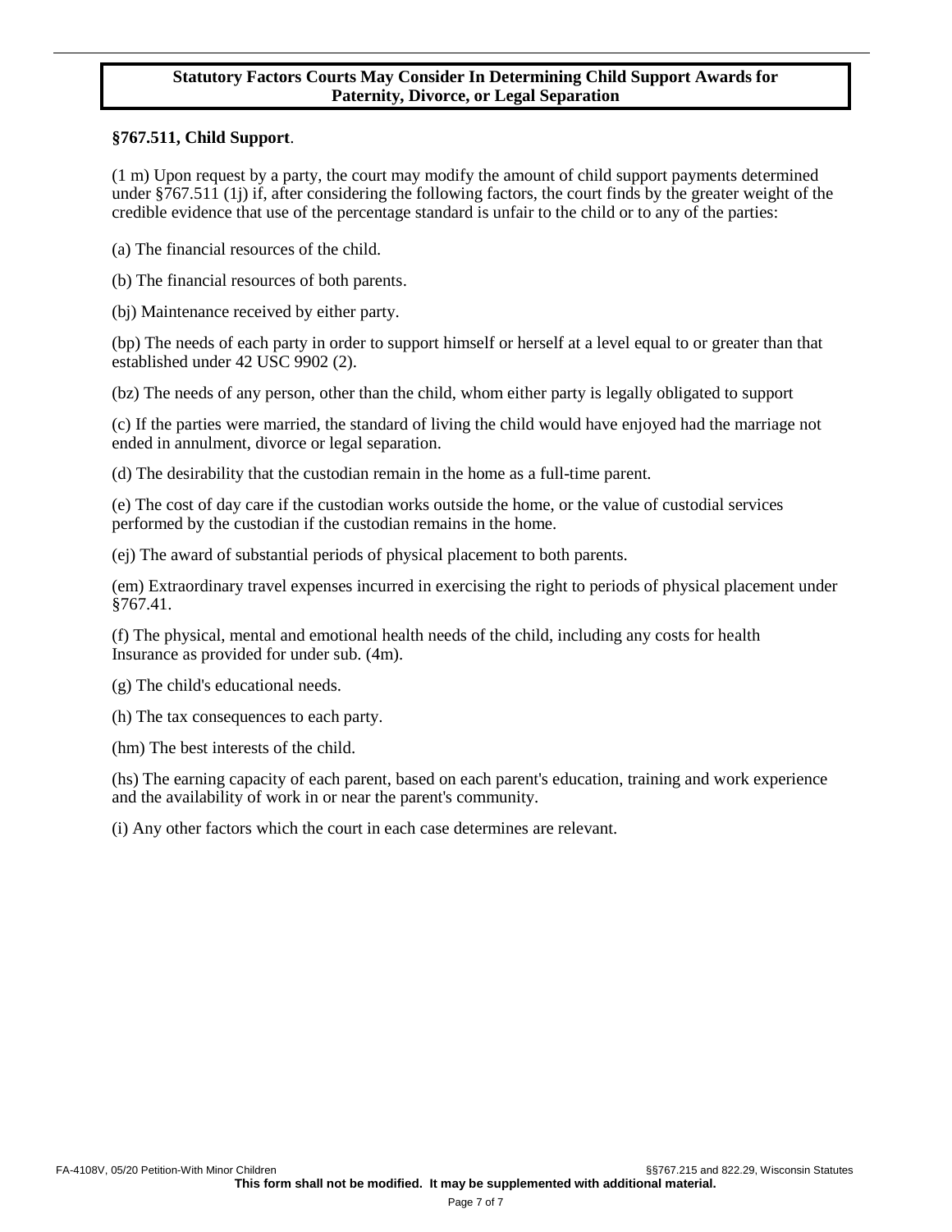## Statutory Factors Courts May Consider In Determining Child Support Awards for Paternity, Divorce, or Legal Separation

**§767.511, Child Support**.

(1 m) Upon request by a party, the court may modify the amount of child support payments determined under §767.511 (1j) if, after considering the following factors, the court finds by the greater weight of the credible evidence that use of the percentage standard is unfair to the child or to any of the parties:

(a) The financial resources of the child.

(b) The financial resources of both parents.

(bj) Maintenance received by either party.

(bp) The needs of each party in order to support himself or herself at a level equal to or greater than that established under 42 USC 9902 (2).

(bz) The needs of any person, other than the child, whom either party is legally obligated to support

(c) If the parties were married, the standard of living the child would have enjoyed had the marriage not ended in annulment, divorce or legal separation.

(d) The desirability that the custodian remain in the home as a full-time parent.

(e) The cost of day care if the custodian works outside the home, or the value of custodial services performed by the custodian if the custodian remains in the home.

(ej) The award of substantial periods of physical placement to both parents.

(em) Extraordinary travel expenses incurred in exercising the right to periods of physical placement under §767.41.

(f) The physical, mental and emotional health needs of the child, including any costs for health Insurance as provided for under sub. (4m).

(g) The child's educational needs.

(h) The tax consequences to each party.

(hm) The best interests of the child.

(hs) The earning capacity of each parent, based on each parent's education, training and work experience and the availability of work in or near the parent's community.

(i) Any other factors which the court in each case determines are relevant.